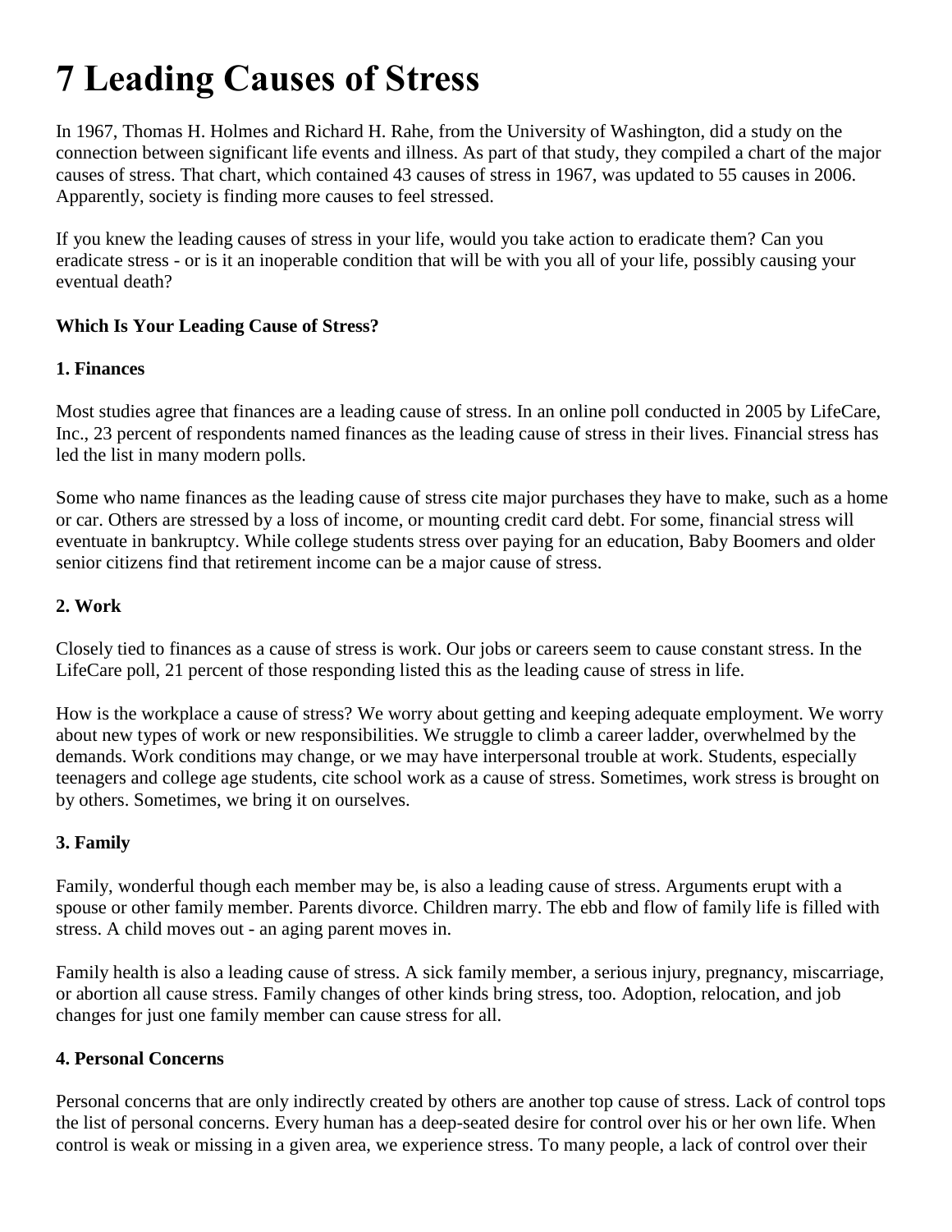# 7 Leading Causes of Stress

In 1967, Thomas H. Holmes and Richard H. Rahe, from the University of Washington, did a study on the connection between significant life events and illness. As part of that study, they compiled a chart of the major causes of stress. That chart, which contained 43 causes of stress in 1967, was updated to 55 causes in 2006. Apparently, society is finding more causes to feel stressed.

If you knew the leading causes of stress in your life, would you take action to eradicate them? Can you eradicate stress - or is it an inoperable condition that will be with you all of your life, possibly causing your eventual death?

### Which Is Your Leading Cause of Stress?

#### 1. Finances

Most studies agree that finances are a leading cause of stress. In an online poll conducted in 2005 by LifeCare, Inc., 23 percent of respondents named finances as the leading cause of stress in their lives. Financial stress has led the list in many modern polls.

Some who name finances as the leading cause of stress cite major purchases they have to make, such as a home or car. Others are stressed by a loss of income, or mounting credit card debt. For some, financial stress will eventuate in bankruptcy. While college students stress over paying for an education, Baby Boomers and older senior citizens find that retirement income can be a major cause of stress.

#### 2. Work

Closely tied to finances as a cause of stress is work. Our jobs or careers seem to cause constant stress. In the LifeCare poll, 21 percent of those responding listed this as the leading cause of stress in life.

How is the workplace a cause of stress? We worry about getting and keeping adequate employment. We worry about new types of work or new responsibilities. We struggle to climb a career ladder, overwhelmed by the demands. Work conditions may change, or we may have interpersonal trouble at work. Students, especially teenagers and college age students, cite school work as a cause of stress. Sometimes, work stress is brought on by others. Sometimes, we bring it on ourselves.

#### 3. Family

Family, wonderful though each member may be, is also a leading cause of stress. Arguments erupt with a spouse or other family member. Parents divorce. Children marry. The ebb and flow of family life is filled with stress. A child moves out - an aging parent moves in.

Family health is also a leading cause of stress. A sick family member, a serious injury, pregnancy, miscarriage, or abortion all cause stress. Family changes of other kinds bring stress, too. Adoption, relocation, and job changes for just one family member can cause stress for all.

#### 4. Personal Concerns

Personal concerns that are only indirectly created by others are another top cause of stress. Lack of control tops the list of personal concerns. Every human has a deep-seated desire for control over his or her own life. When control is weak or missing in a given area, we experience stress. To many people, a lack of control over their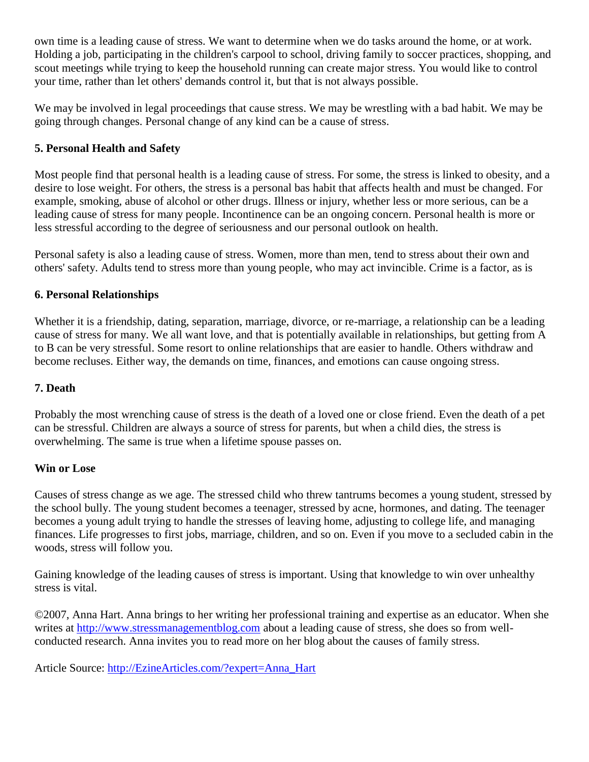own time is a leading cause of stress. We want to determine when we do tasks around the home, or at work. Holding a job, participating in the children's carpool to school, driving family to soccer practices, shopping, and scout meetings while trying to keep the household running can create major stress. You would like to control your time, rather than let others' demands control it, but that is not always possible.

We may be involved in legal proceedings that cause stress. We may be wrestling with a bad habit. We may be going through changes. Personal change of any kind can be a cause of stress.

### 5. Personal Health and Safety

Most people find that personal health is a leading cause of stress. For some, the stress is linked to obesity, and a desire to lose weight. For others, the stress is a personal bas habit that affects health and must be changed. For example, smoking, abuse of alcohol or other drugs. Illness or injury, whether less or more serious, can be a leading cause of stress for many people. Incontinence can be an ongoing concern. Personal health is more or less stressful according to the degree of seriousness and our personal outlook on health.

Personal safety is also a leading cause of stress. Women, more than men, tend to stress about their own and others' safety. Adults tend to stress more than young people, who may act invincible. Crime is a factor, as is

### 6. Personal Relationships

Whether it is a friendship, dating, separation, marriage, divorce, or re-marriage, a relationship can be a leading cause of stress for many. We all want love, and that is potentially available in relationships, but getting from A to B can be very stressful. Some resort to online relationships that are easier to handle. Others withdraw and become recluses. Either way, the demands on time, finances, and emotions can cause ongoing stress.

### 7. Death

Probably the most wrenching cause of stress is the death of a loved one or close friend. Even the death of a pet can be stressful. Children are always a source of stress for parents, but when a child dies, the stress is overwhelming. The same is true when a lifetime spouse passes on.

### Win or Lose

Causes of stress change as we age. The stressed child who threw tantrums becomes a young student, stressed by the school bully. The young student becomes a teenager, stressed by acne, hormones, and dating. The teenager becomes a young adult trying to handle the stresses of leaving home, adjusting to college life, and managing finances. Life progresses to first jobs, marriage, children, and so on. Even if you move to a secluded cabin in the woods, stress will follow you.

Gaining knowledge of the leading causes of stress is important. Using that knowledge to win over unhealthy stress is vital.

©2007, Anna Hart. Anna brings to her writing her professional training and expertise as an educator. When she writes at http://www.stressmanagementblog.com about a leading cause of stress, she does so from well-conducted research. Anna invites you to read more on her blog about the causes of family stress.

Article Source: http://EzineArticles.com/?expert=Anna_Hart